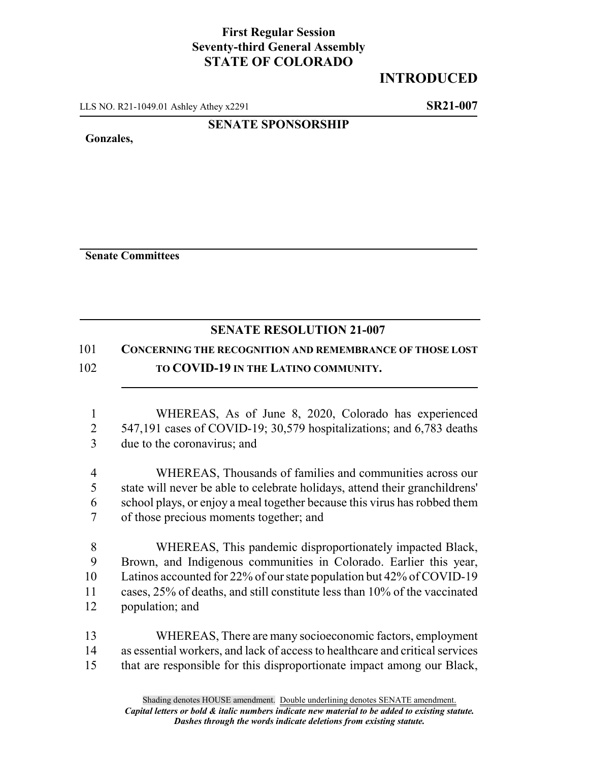**First Regular Session**
**Seventy-third General Assembly**
**STATE OF COLORADO**

# INTRODUCED

LLS NO. R21-1049.01 Ashley Athey x2291 **SR21-007**

**SENATE SPONSORSHIP**

**Gonzales,**

**Senate Committees**

## SENATE RESOLUTION 21-007

101 **CONCERNING THE RECOGNITION AND REMEMBRANCE OF THOSE LOST**
102 **TO COVID-19 IN THE LATINO COMMUNITY.**

1 WHEREAS, As of June 8, 2020, Colorado has experienced
2 547,191 cases of COVID-19; 30,579 hospitalizations; and 6,783 deaths
3 due to the coronavirus; and

4 WHEREAS, Thousands of families and communities across our
5 state will never be able to celebrate holidays, attend their granchildrens'
6 school plays, or enjoy a meal together because this virus has robbed them
7 of those precious moments together; and

8 WHEREAS, This pandemic disproportionately impacted Black,
9 Brown, and Indigenous communities in Colorado. Earlier this year,
10 Latinos accounted for 22% of our state population but 42% of COVID-19
11 cases, 25% of deaths, and still constitute less than 10% of the vaccinated
12 population; and

13 WHEREAS, There are many socioeconomic factors, employment
14 as essential workers, and lack of access to healthcare and critical services
15 that are responsible for this disproportionate impact among our Black,

Shading denotes HOUSE amendment. Double underlining denotes SENATE amendment.
*Capital letters or bold & italic numbers indicate new material to be added to existing statute.*
*Dashes through the words indicate deletions from existing statute.*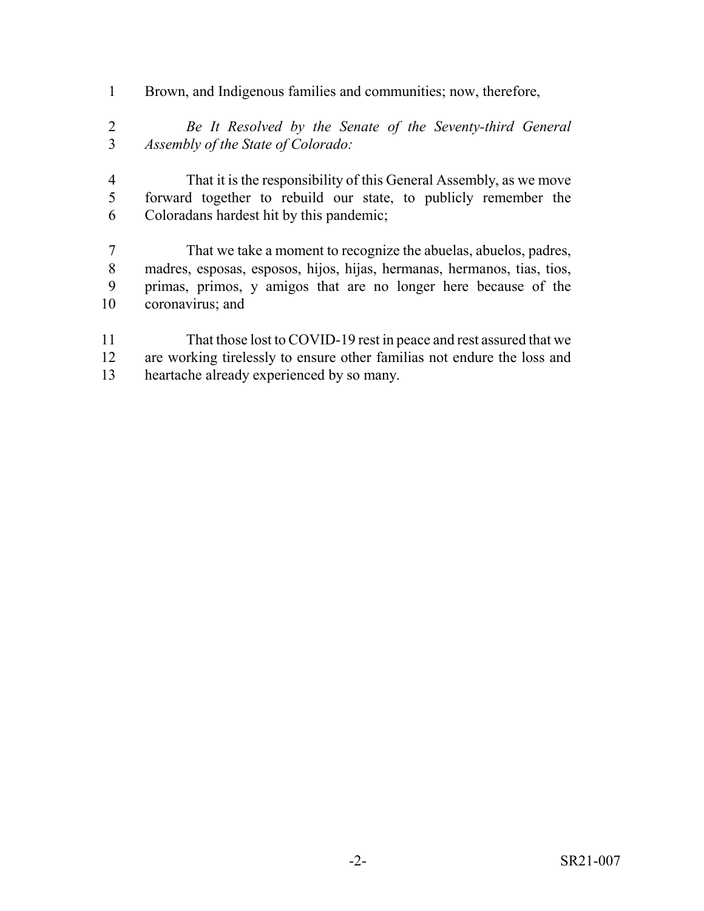Brown, and Indigenous families and communities; now, therefore,

*Be It Resolved by the Senate of the Seventy-third General Assembly of the State of Colorado:*

That it is the responsibility of this General Assembly, as we move forward together to rebuild our state, to publicly remember the Coloradans hardest hit by this pandemic;

That we take a moment to recognize the abuelas, abuelos, padres, madres, esposas, esposos, hijos, hijas, hermanas, hermanos, tias, tios, primas, primos, y amigos that are no longer here because of the coronavirus; and

That those lost to COVID-19 rest in peace and rest assured that we are working tirelessly to ensure other familias not endure the loss and heartache already experienced by so many.